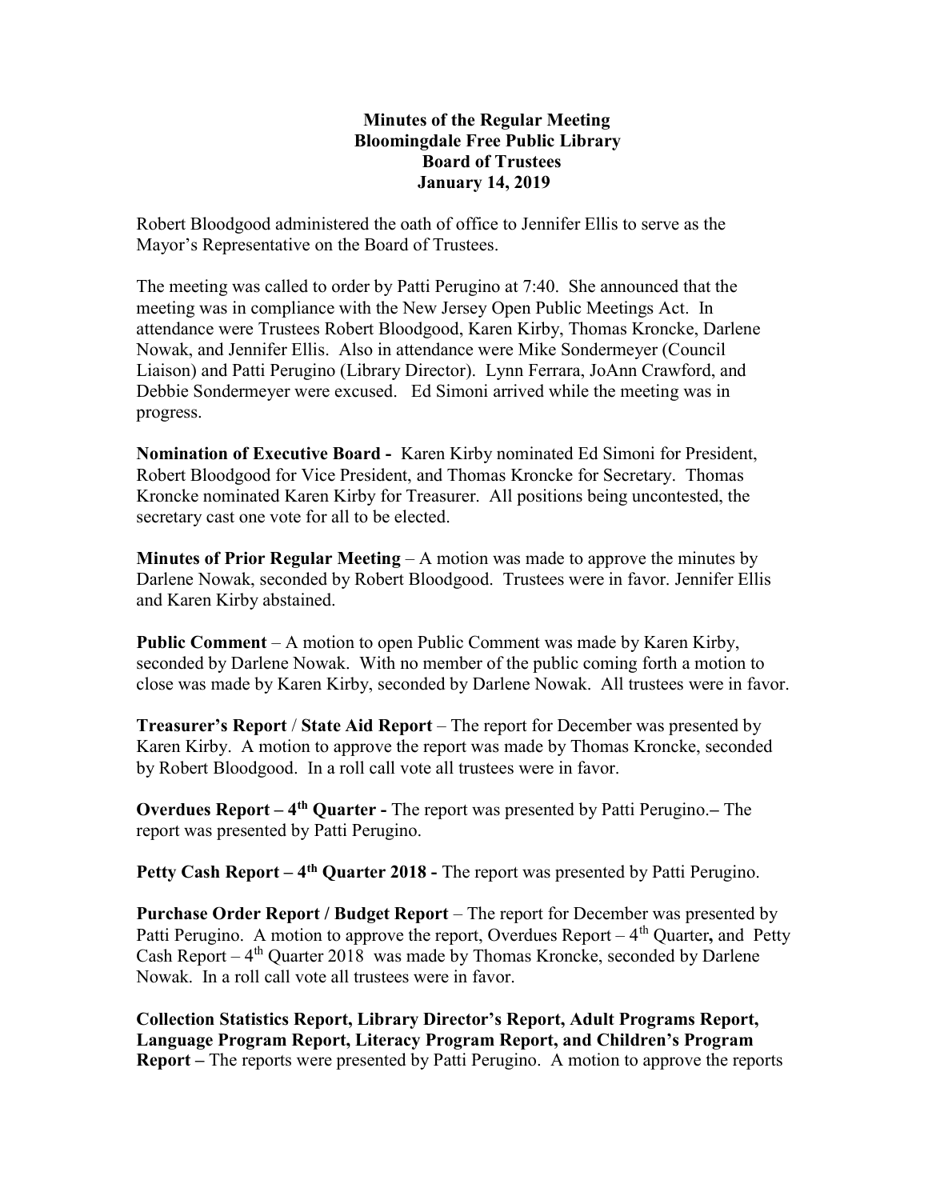**Minutes of the Regular Meeting**
**Bloomingdale Free Public Library**
**Board of Trustees**
**January 14, 2019**

Robert Bloodgood administered the oath of office to Jennifer Ellis to serve as the Mayor's Representative on the Board of Trustees.

The meeting was called to order by Patti Perugino at 7:40. She announced that the meeting was in compliance with the New Jersey Open Public Meetings Act. In attendance were Trustees Robert Bloodgood, Karen Kirby, Thomas Kroncke, Darlene Nowak, and Jennifer Ellis. Also in attendance were Mike Sondermeyer (Council Liaison) and Patti Perugino (Library Director). Lynn Ferrara, JoAnn Crawford, and Debbie Sondermeyer were excused. Ed Simoni arrived while the meeting was in progress.

**Nomination of Executive Board -** Karen Kirby nominated Ed Simoni for President, Robert Bloodgood for Vice President, and Thomas Kroncke for Secretary. Thomas Kroncke nominated Karen Kirby for Treasurer. All positions being uncontested, the secretary cast one vote for all to be elected.

**Minutes of Prior Regular Meeting** – A motion was made to approve the minutes by Darlene Nowak, seconded by Robert Bloodgood. Trustees were in favor. Jennifer Ellis and Karen Kirby abstained.

**Public Comment** – A motion to open Public Comment was made by Karen Kirby, seconded by Darlene Nowak. With no member of the public coming forth a motion to close was made by Karen Kirby, seconded by Darlene Nowak. All trustees were in favor.

**Treasurer's Report** / **State Aid Report** – The report for December was presented by Karen Kirby. A motion to approve the report was made by Thomas Kroncke, seconded by Robert Bloodgood. In a roll call vote all trustees were in favor.

**Overdues Report – 4th Quarter -** The report was presented by Patti Perugino.– The report was presented by Patti Perugino.

**Petty Cash Report – 4th Quarter 2018 -** The report was presented by Patti Perugino.

**Purchase Order Report / Budget Report** – The report for December was presented by Patti Perugino. A motion to approve the report, Overdues Report – 4th Quarter**,** and Petty Cash Report – 4th Quarter 2018 was made by Thomas Kroncke, seconded by Darlene Nowak. In a roll call vote all trustees were in favor.

**Collection Statistics Report, Library Director's Report, Adult Programs Report, Language Program Report, Literacy Program Report, and Children's Program Report –** The reports were presented by Patti Perugino. A motion to approve the reports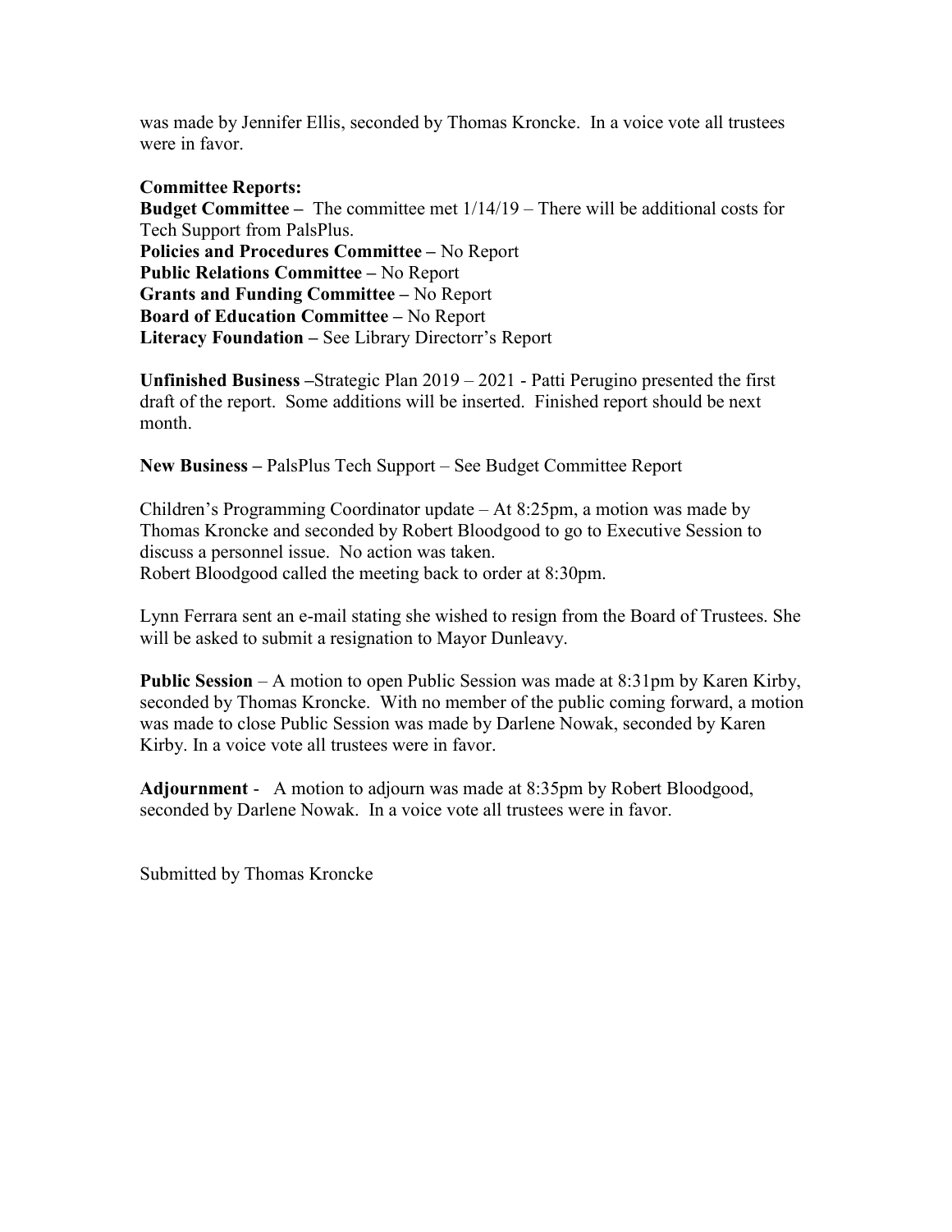was made by Jennifer Ellis, seconded by Thomas Kroncke. In a voice vote all trustees were in favor.

**Committee Reports:**
**Budget Committee –** The committee met 1/14/19 – There will be additional costs for Tech Support from PalsPlus.
**Policies and Procedures Committee –** No Report
**Public Relations Committee –** No Report
**Grants and Funding Committee –** No Report
**Board of Education Committee –** No Report
**Literacy Foundation –** See Library Directorr's Report

**Unfinished Business –**Strategic Plan 2019 – 2021 - Patti Perugino presented the first draft of the report. Some additions will be inserted. Finished report should be next month.

**New Business –** PalsPlus Tech Support – See Budget Committee Report

Children's Programming Coordinator update – At 8:25pm, a motion was made by Thomas Kroncke and seconded by Robert Bloodgood to go to Executive Session to discuss a personnel issue. No action was taken.
Robert Bloodgood called the meeting back to order at 8:30pm.

Lynn Ferrara sent an e-mail stating she wished to resign from the Board of Trustees. She will be asked to submit a resignation to Mayor Dunleavy.

**Public Session** – A motion to open Public Session was made at 8:31pm by Karen Kirby, seconded by Thomas Kroncke. With no member of the public coming forward, a motion was made to close Public Session was made by Darlene Nowak, seconded by Karen Kirby. In a voice vote all trustees were in favor.

**Adjournment** - A motion to adjourn was made at 8:35pm by Robert Bloodgood, seconded by Darlene Nowak. In a voice vote all trustees were in favor.

Submitted by Thomas Kroncke